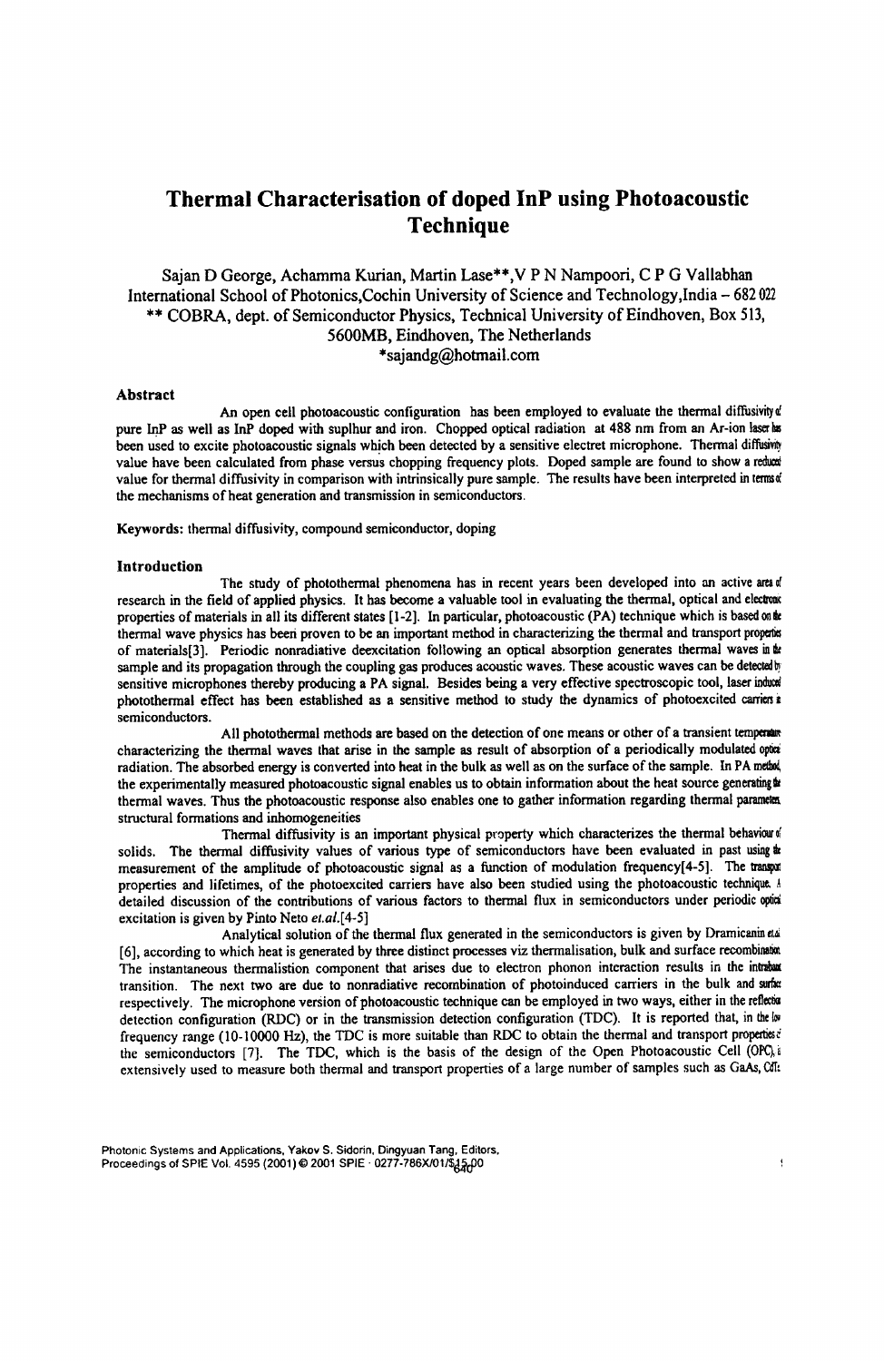# Thermal Characterisation of doped InP using Photoacoustic Technique

Sajan D George, Achamma Kurian, Martin Lase**, V P N Nampoori, C P G Vallabhan
International School of Photonics, Cochin University of Science and Technology, India – 682 022
** COBRA, dept. of Semiconductor Physics, Technical University of Eindhoven, Box 513, 5600MB, Eindhoven, The Netherlands
*sajandg@hotmail.com

## Abstract

An open cell photoacoustic configuration has been employed to evaluate the thermal diffusivity of pure InP as well as InP doped with suplhur and iron. Chopped optical radiation at 488 nm from an Ar-ion laser has been used to excite photoacoustic signals which been detected by a sensitive electret microphone. Thermal diffusivity value have been calculated from phase versus chopping frequency plots. Doped sample are found to show a reduced value for thermal diffusivity in comparison with intrinsically pure sample. The results have been interpreted in terms of the mechanisms of heat generation and transmission in semiconductors.

**Keywords:** thermal diffusivity, compound semiconductor, doping

## Introduction

The study of photothermal phenomena has in recent years been developed into an active area of research in the field of applied physics. It has become a valuable tool in evaluating the thermal, optical and electronic properties of materials in all its different states [1-2]. In particular, photoacoustic (PA) technique which is based on the thermal wave physics has been proven to be an important method in characterizing the thermal and transport properties of materials[3]. Periodic nonradiative deexcitation following an optical absorption generates thermal waves in the sample and its propagation through the coupling gas produces acoustic waves. These acoustic waves can be detected by sensitive microphones thereby producing a PA signal. Besides being a very effective spectroscopic tool, laser induced photothermal effect has been established as a sensitive method to study the dynamics of photoexcited carriers in semiconductors.

All photothermal methods are based on the detection of one means or other of a transient temperature characterizing the thermal waves that arise in the sample as result of absorption of a periodically modulated optical radiation. The absorbed energy is converted into heat in the bulk as well as on the surface of the sample. In PA method, the experimentally measured photoacoustic signal enables us to obtain information about the heat source generating the thermal waves. Thus the photoacoustic response also enables one to gather information regarding thermal parameters, structural formations and inhomogeneities

Thermal diffusivity is an important physical property which characterizes the thermal behaviour of solids. The thermal diffusivity values of various type of semiconductors have been evaluated in past using the measurement of the amplitude of photoacoustic signal as a function of modulation frequency[4-5]. The transport properties and lifetimes, of the photoexcited carriers have also been studied using the photoacoustic technique. A detailed discussion of the contributions of various factors to thermal flux in semiconductors under periodic optical excitation is given by Pinto Neto *et.al.*[4-5]

Analytical solution of the thermal flux generated in the semiconductors is given by Dramicanin et.al [6], according to which heat is generated by three distinct processes viz thermalisation, bulk and surface recombination. The instantaneous thermalistion component that arises due to electron phonon interaction results in the intraband transition. The next two are due to nonradiative recombination of photoinduced carriers in the bulk and surface respectively. The microphone version of photoacoustic technique can be employed in two ways, either in the reflection detection configuration (RDC) or in the transmission detection configuration (TDC). It is reported that, in the low frequency range (10-10000 Hz), the TDC is more suitable than RDC to obtain the thermal and transport properties of the semiconductors [7]. The TDC, which is the basis of the design of the Open Photoacoustic Cell (OPC), is extensively used to measure both thermal and transport properties of a large number of samples such as GaAs, CdTe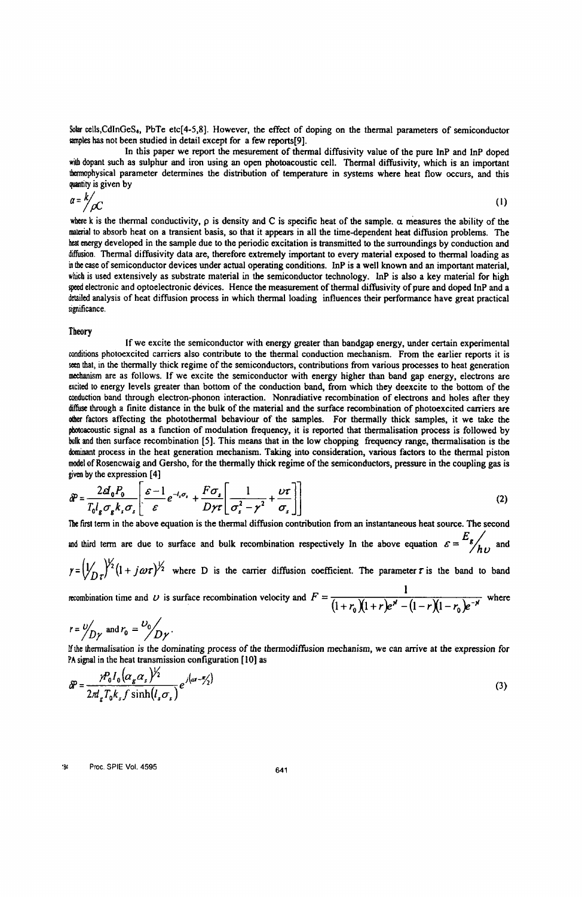Solar cells, $CdInGeS_4$, PbTe etc[4-5,8]. However, the effect of doping on the thermal parameters of semiconductor samples has not been studied in detail except for a few reports[9].

In this paper we report the mesurement of thermal diffusivity value of the pure InP and InP doped with dopant such as sulphur and iron using an open photoacoustic cell. Thermal diffusivity, which is an important thermophysical parameter determines the distribution of temperature in systems where heat flow occurs, and this quantity is given by

$$\alpha = k/_{\rho C} \tag{1}$$

where k is the thermal conductivity, ρ is density and C is specific heat of the sample. α measures the ability of the material to absorb heat on a transient basis, so that it appears in all the time-dependent heat diffusion problems. The heat energy developed in the sample due to the periodic excitation is transmitted to the surroundings by conduction and diffusion. Thermal diffusivity data are, therefore extremely important to every material exposed to thermal loading as in the case of semiconductor devices under actual operating conditions. InP is a well known and an important material, which is used extensively as substrate material in the semiconductor technology. InP is also a key material for high speed electronic and optoelectronic devices. Hence the measurement of thermal diffusivity of pure and doped InP and a detailed analysis of heat diffusion process in which thermal loading influences their performance have great practical significance.

## Theory

If we excite the semiconductor with energy greater than bandgap energy, under certain experimental conditions photoexcited carriers also contribute to the thermal conduction mechanism. From the earlier reports it is seen that, in the thermally thick regime of the semiconductors, contributions from various processes to heat generation mechanism are as follows. If we excite the semiconductor with energy higher than band gap energy, electrons are excited to energy levels greater than bottom of the conduction band, from which they deexcite to the bottom of the conduction band through electron-phonon interaction. Nonradiative recombination of electrons and holes after they diffuse through a finite distance in the bulk of the material and the surface recombination of photoexcited carriers are other factors affecting the photothermal behaviour of the samples. For thermally thick samples, it we take the photoacoustic signal as a function of modulation frequency, it is reported that thermalisation process is followed by bulk and then surface recombination [5]. This means that in the low chopping frequency range, thermalisation is the dominant process in the heat generation mechanism. Taking into consideration, various factors to the thermal piston model of Rosencwaig and Gersho, for the thermally thick regime of the semiconductors, pressure in the coupling gas is given by the expression [4]

$$\delta P = \frac{2\delta I_0 P_0}{T_0 l_g \sigma_g k_s \sigma_s}\left[\frac{\varepsilon - 1}{\varepsilon} e^{-l_s \sigma_s} + \frac{F\sigma_s}{D\gamma\tau}\left[\frac{1}{\sigma_s^2 - \gamma^2} + \frac{\upsilon\tau}{\sigma_s}\right]\right] \tag{2}$$

The first term in the above equation is the thermal diffusion contribution from an instantaneous heat source. The second and third term are due to surface and bulk recombination respectively In the above equation $\varepsilon = E_g/_{h\upsilon}$ and $\gamma = \left(1/_{D\tau}\right)^{1/2}(1 + j\omega\tau)^{1/2}$ where D is the carrier diffusion coefficient. The parameter $\tau$ is the band to band recombination time and $\upsilon$ is surface recombination velocity and $F = \frac{1}{(1+r_0)(1+r)e^{\gamma l} - (1-r)(1-r_0)e^{-\gamma l}}$ where $r = \upsilon/_{D\gamma}$ and $r_0 = \upsilon_0/_{D\gamma}$.

If the thermalisation is the dominating process of the thermodiffusion mechanism, we can arrive at the expression for PA signal in the heat transmission configuration [10] as

$$\delta P = \frac{\gamma P_0 I_0 (\alpha_g \alpha_s)^{1/2}}{2\pi l_g T_0 k_s f \sinh(l_s \sigma_s)} e^{j(\omega t - \pi/2)} \tag{3}$$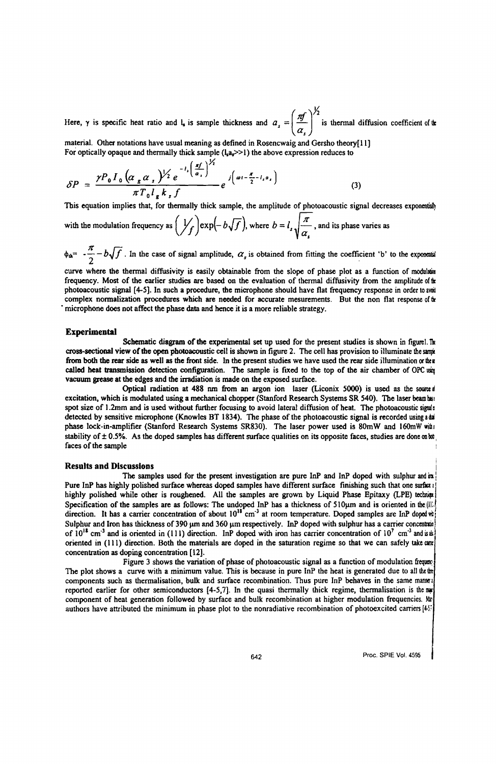Here, γ is specific heat ratio and $l_s$ is sample thickness and $a_s = \left(\frac{\pi f}{\alpha_s}\right)^{1/2}$ is thermal diffusion coefficient of the material. Other notations have usual meaning as defined in Rosencwaig and Gersho theory[11]

For optically opaque and thermally thick sample ($l_s a_s$>>1) the above expression reduces to

$$\delta P = \frac{\gamma P_0 I_0 \left(\alpha_g \alpha_s\right)^{1/2} e^{-l_s\left(\frac{\pi f}{\alpha_s}\right)^{1/2}}}{\pi T_0 l_g k_s f} e^{j\left(\omega t - \frac{\pi}{2} - l_s a_s\right)} \tag{3}$$

This equation implies that, for thermally thick sample, the amplitude of photoacoustic signal decreases exponentially with the modulation frequency as $\left(\frac{1}{f}\right)\exp\left(-b\sqrt{f}\right)$, where $b = l_s\sqrt{\frac{\pi}{\alpha_s}}$, and its phase varies as

$\phi_{th} = -\frac{\pi}{2} - b\sqrt{f}$. In the case of signal amplitude, $\alpha_s$ is obtained from fitting the coefficient 'b' to the exponential curve where the thermal diffusivity is easily obtainable from the slope of phase plot as a function of modulation frequency. Most of the earlier studies are based on the evaluation of thermal diffusivity from the amplitude of the photoacoustic signal [4-5]. In such a procedure, the microphone should have flat frequency response in order to avoid complex normalization procedures which are needed for accurate mesurements. But the non flat response of the microphone does not affect the phase data and hence it is a more reliable strategy.

## Experimental

Schematic diagram of the experimental set up used for the present studies is shown in figure1. The cross-sectional view of the open photoacoustic cell is shown in figure 2. The cell has provision to illuminate the sample from both the rear side as well as the front side. In the present studies we have used the rear side illumination or the so called heat transmission detection configuration. The sample is fixed to the top of the air chamber of OPC using vacuum grease at the edges and the irradiation is made on the exposed surface.

Optical radiation at 488 nm from an argon ion laser (Liconix 5000) is used as the source of excitation, which is modulated using a mechanical chopper (Stanford Research Systems SR 540). The laser beam has a spot size of 1.2mm and is used without further focusing to avoid lateral diffusion of heat. The photoacoustic signal is detected by sensitive microphone (Knowles BT 1834). The phase of the photoacoustic signal is recorded using a dual phase lock-in-amplifier (Stanford Research Systems SR830). The laser power used is 80mW and 160mW with a stability of ± 0.5%. As the doped samples has different surface qualities on its opposite faces, studies are done on both faces of the sample

## Results and Discussions

The samples used for the present investigation are pure InP and InP doped with sulphur and iron. Pure InP has highly polished surface whereas doped samples have different surface finishing such that one surface is highly polished while other is roughened. All the samples are grown by Liquid Phase Epitaxy (LPE) technique. Specification of the samples are as follows: The undoped InP has a thickness of 510μm and is oriented in the (111) direction. It has a carrier concentration of about $10^{18}$ $cm^{-3}$ at room temperature. Doped samples are InP doped with Sulphur and Iron has thickness of 390 μm and 360 μm respectively. InP doped with sulphur has a carrier concentration of $10^{18}$ $cm^{-3}$ and is oriented in (111) direction. InP doped with iron has carrier concentration of $10^{7}$ $cm^{-3}$ and is also oriented in (111) direction. Both the materials are doped in the saturation regime so that we can safely take carrier concentration as doping concentration [12].

Figure 3 shows the variation of phase of photoacoustic signal as a function of modulation frequency. The plot shows a curve with a minimum value. This is because in pure InP the heat is generated due to all the three components such as thermalisation, bulk and surface recombination. Thus pure InP behaves in the same manner as reported earlier for other semiconductors [4-5,7]. In the quasi thermally thick regime, thermalisation is the major component of heat generation followed by surface and bulk recombination at higher modulation frequencies. Many authors have attributed the minimum in phase plot to the nonradiative recombination of photoexcited carriers [4-5,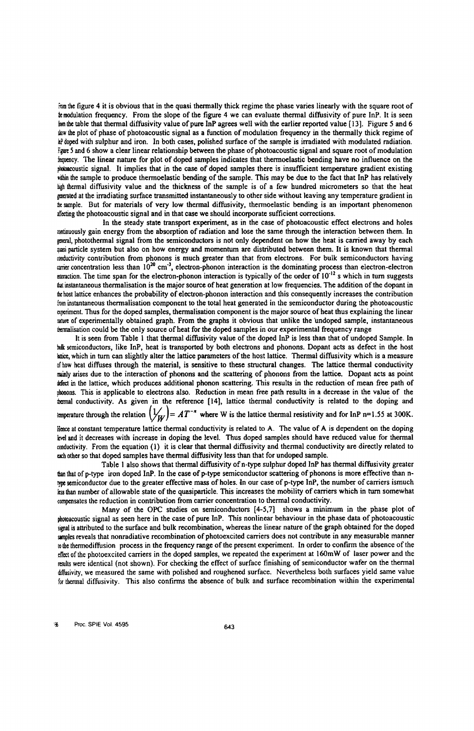From the figure 4 it is obvious that in the quasi thermally thick regime the phase varies linearly with the square root of the modulation frequency. From the slope of the figure 4 we can evaluate thermal diffusivity of pure InP. It is seen from the table that thermal diffusivity value of pure InP agrees well with the earlier reported value [13]. Figure 5 and 6 show the plot of phase of photoacoustic signal as a function of modulation frequency in the thermally thick regime of InP doped with sulphur and iron. In both cases, polished surface of the sample is irradiated with modulated radiation. Figure 5 and 6 show a clear linear relationship between the phase of photoacoustic signal and square root of modulation frequency. The linear nature for plot of doped samples indicates that thermoelastic bending have no influence on the photoacoustic signal. It implies that in the case of doped samples there is insufficient temperature gradient existing within the sample to produce thermoelastic bending of the sample. This may be due to the fact that InP has relatively high thermal diffusivity value and the thickness of the sample is of a few hundred micrometers so that the heat generated at the irradiating surface transmitted instantaneously to other side without leaving any temperature gradient in the sample. But for materials of very low thermal diffusivity, thermoelastic bending is an important phenomenon affecting the photoacoustic signal and in that case we should incorporate sufficient corrections.

In the steady state transport experiment, as in the case of photoacoustic effect electrons and holes continuously gain energy from the absorption of radiation and lose the same through the interaction between them. In general, photothermal signal from the semiconductors is not only dependent on how the heat is carried away by each quasi particle system but also on how energy and momentum are distributed between them. It is known that thermal conductivity contribution from phonons is much greater than that from electrons. For bulk semiconductors having carrier concentration less than $10^{20}$ cm$^{-3}$, electron-phonon interaction is the dominating process than electron-electron interaction. The time span for the electron-phonon interaction is typically of the order of $10^{-12}$ s which in turn suggests that instantaneous thermalisation is the major source of heat generation at low frequencies. The addition of the dopant in the host lattice enhances the probability of electron-phonon interaction and this consequently increases the contribution from instantaneous thermalisation component to the total heat generated in the semiconductor during the photoacoustic experiment. Thus for the doped samples, thermalisation component is the major source of heat thus explaining the linear nature of experimentally obtained graph. From the graphs it obvious that unlike the undoped sample, instantaneous thermalisation could be the only source of heat for the doped samples in our experimental frequency range

It is seen from Table 1 that thermal diffusivity value of the doped InP is less than that of undoped Sample. In bulk semiconductors, like InP, heat is transported by both electrons and phonons. Dopant acts as defect in the host lattice, which in turn can slightly alter the lattice parameters of the host lattice. Thermal diffusivity which is a measure of how heat diffuses through the material, is sensitive to these structural changes. The lattice thermal conductivity mainly arises due to the interaction of phonons and the scattering of phonons from the lattice. Dopant acts as point defect in the lattice, which produces additional phonon scattering. This results in the reduction of mean free path of phonons. This is applicable to electrons also. Reduction in mean free path results in a decrease in the value of the thermal conductivity. As given in the reference [14], lattice thermal conductivity is related to the doping and temperature through the relation $\left(\frac{1}{W}\right) = AT^{-n}$ where W is the lattice thermal resistivity and for InP n=1.55 at 300K. Hence at constant temperature lattice thermal conductivity is related to A. The value of A is dependent on the doping level and it decreases with increase in doping the level. Thus doped samples should have reduced value for thermal conductivity. From the equation (1) it is clear that thermal diffusivity and thermal conductivity are directly related to each other so that doped samples have thermal diffusivity less than that for undoped sample.

Table 1 also shows that thermal diffusivity of n-type sulphur doped InP has thermal diffusivity greater than that of p-type iron doped InP. In the case of p-type semiconductor scattering of phonons is more effective than n-type semiconductor due to the greater effective mass of holes. In our case of p-type InP, the number of carriers ismuch less than number of allowable state of the quasiparticle. This increases the mobility of carriers which in turn somewhat compensates the reduction in contribution from carrier concentration to thermal conductivity.

Many of the OPC studies on semiconductors [4-5,7] shows a minimum in the phase plot of photoacoustic signal as seen here in the case of pure InP. This nonlinear behaviour in the phase data of photoacoustic signal is attributed to the surface and bulk recombination, whereas the linear nature of the graph obtained for the doped samples reveals that nonradiative recombination of photoexcited carriers does not contribute in any measurable manner to the thermodiffusion process in the frequency range of the present experiment. In order to confirm the absence of the effect of the photoexcited carriers in the doped samples, we repeated the experiment at 160mW of laser power and the results were identical (not shown). For checking the effect of surface finishing of semiconductor wafer on the thermal diffusivity, we measured the same with polished and roughened surface. Nevertheless both surfaces yield same value for thermal diffusivity. This also confirms the absence of bulk and surface recombination within the experimental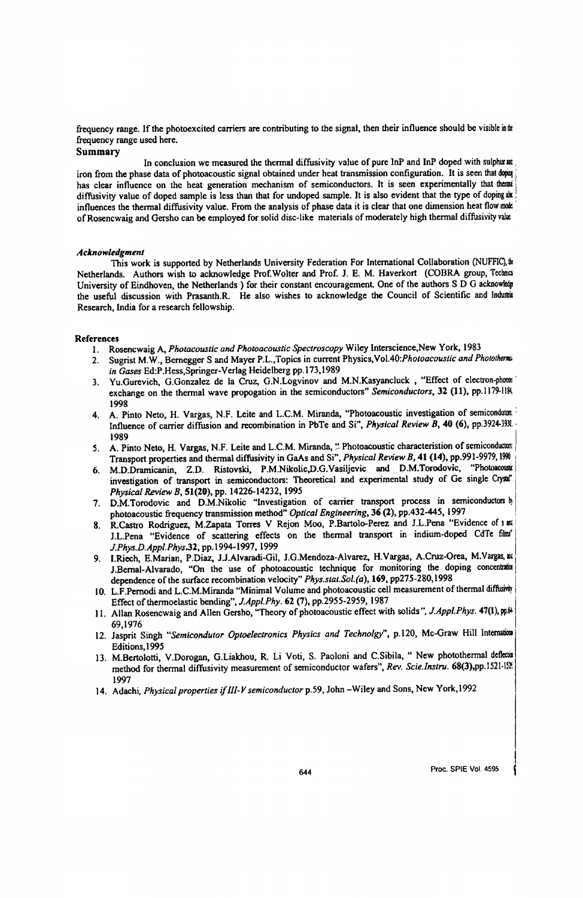frequency range. If the photoexcited carriers are contributing to the signal, then their influence should be visible in the frequency range used here.

## Summary

In conclusion we measured the thermal diffusivity value of pure InP and InP doped with sulphur and iron from the phase data of photoacoustic signal obtained under heat transmission configuration. It is seen that doping has clear influence on the heat generation mechanism of semiconductors. It is seen experimentally that thermal diffusivity value of doped sample is less than that for undoped sample. It is also evident that the type of doping also influences the thermal diffusivity value. From the analysis of phase data it is clear that one dimension heat flow mode of Rosencwaig and Gersho can be employed for solid disc-like materials of moderately high thermal diffusivity value.

### *Acknowledgment*

This work is supported by Netherlands University Federation For International Collaboration (NUFFIC), the Netherlands. Authors wish to acknowledge Prof.Wolter and Prof. J. E. M. Haverkort (COBRA group, Technical University of Eindhoven, the Netherlands ) for their constant encouragement. One of the authors S D G acknowledges the useful discussion with Prasanth.R. He also wishes to acknowledge the Council of Scientific and Industrial Research, India for a research fellowship.

## References

1. Rosencwaig A, *Photacoustic and Photoacoustic Spectroscopy* Wiley Interscience,New York, 1983
2. Sugrist M.W., Bernegger S and Mayer P.L.,Topics in current Physics,Vol.40:*Photoacoustic and Photothermal in Gases* Ed:P.Hess,Springer-Verlag Heidelberg pp.173,1989
3. Yu.Gurevich, G.Gonzalez de la Cruz, G.N.Logvinov and M.N.Kasyancluck , "Effect of electron-phonon exchange on the thermal wave propogation in the semiconductors" *Semiconductors*, **32 (11)**, pp.1179-1184, 1998
4. A. Pinto Neto, H. Vargas, N.F. Leite and L.C.M. Miranda, "Photoacoustic investigation of semiconductors: Influence of carrier diffusion and recombination in PbTe and Si", *Physical Review B*, **40 (6)**, pp.3924-3930, 1989
5. A. Pinto Neto, H. Vargas, N.F. Leite and L.C.M. Miranda, " Photoacoustic characteristion of semiconductors: Transport properties and thermal diffusivity in GaAs and Si", *Physical Review B*, **41 (14)**, pp.991-9979, 1990
6. M.D.Dramicanin, Z.D. Ristovski, P.M.Nikolic,D.G.Vasiljevic and D.M.Torodovic, "Photoacoustic investigation of transport in semiconductors: Theoretical and experimental study of Ge single Crystal" *Physical Review B*, **51(20)**, pp. 14226-14232, 1995
7. D.M.Torodovic and D.M.Nikolic "Investigation of carrier transport process in semiconductors by photoacoustic frequency transmission method" *Optical Engineering*, **36 (2)**, pp.432-445, 1997
8. R.Castro Rodriguez, M.Zapata Torres V Rejon Moo, P.Bartolo-Perez and J.L.Pena "Evidence of s and J.L.Pena "Evidence of scattering effects on the thermal transport in indium-doped CdTe films" *J.Phys.D.Appl.Phys.***32**, pp.1994-1997, 1999
9. I.Riech, E.Marian, P.Diaz, J.J.Alvaradi-Gil, J.G.Mendoza-Alvarez, H.Vargas, A.Cruz-Orea, M.Vargas, and J.Bernal-Alvarado, "On the use of photoacoustic technique for monitoring the doping concentration dependence of the surface recombination velocity" *Phys.stat.Sol.(a)*, **169**, pp275-280,1998
10. L.F.Pernodi and L.C.M.Miranda "Minimal Volume and photoacoustic cell measurement of thermal diffusivity Effect of thermoelastic bending", *J.Appl.Phy.* **62 (7)**, pp.2955-2959, 1987
11. Allan Rosencwaig and Allen Gersho, "Theory of photoacoustic effect with solids", *J.Appl.Phys.* **47(1)**, pp.64-69,1976
12. Jasprit Singh "*Semicondutor Optoelectronics Physics and Technolgy*", p.120, Mc-Graw Hill International Editions,1995
13. M.Bertolotti, V.Dorogan, G.Liakhou, R. Li Voti, S. Paoloni and C.Sibila, " New photothermal deflection method for thermal diffusivity measurement of semiconductor wafers", *Rev. Scie.Instru.* **68(3)**,pp.1521-1526, 1997
14. Adachi, *Physical properties if III-V semiconductor* p.59, John –Wiley and Sons, New York,1992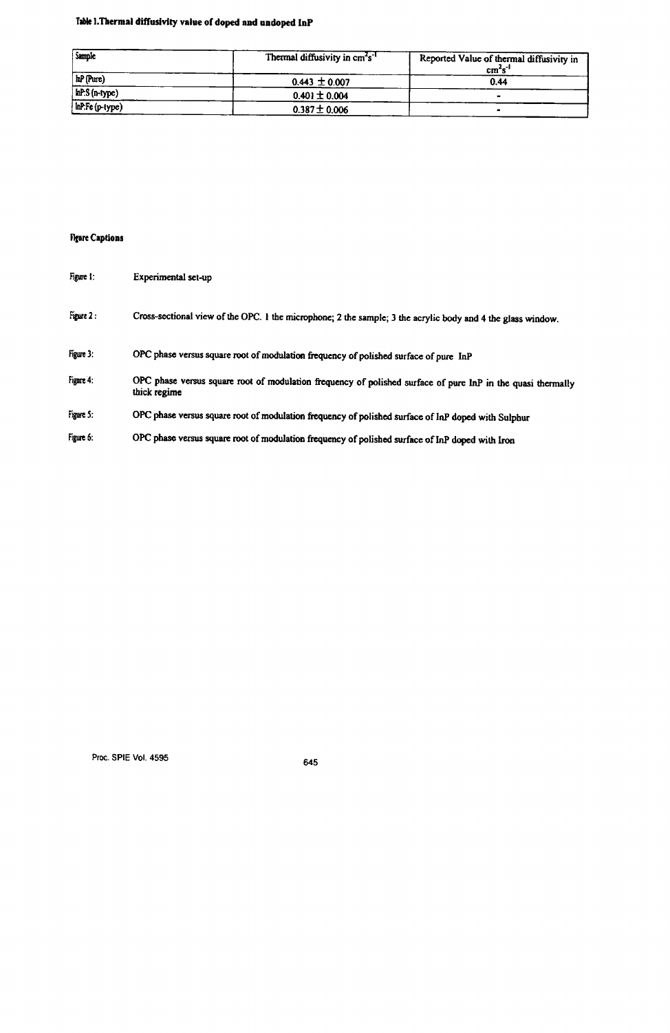**Table 1. Thermal diffusivity value of doped and undoped InP**

| Sample | Thermal diffusivity in $cm^2s^{-1}$ | Reported Value of thermal diffusivity in $cm^2s^{-1}$ |
|---|---|---|
| InP (Pure) | $0.443 \pm 0.007$ | 0.44 |
| InP:S (n-type) | $0.401 \pm 0.004$ | - |
| InP:Fe (p-type) | $0.387 \pm 0.006$ | - |

**Figure Captions**

Figure 1: Experimental set-up

Figure 2: Cross-sectional view of the OPC. 1 the microphone; 2 the sample; 3 the acrylic body and 4 the glass window.

Figure 3: OPC phase versus square root of modulation frequency of polished surface of pure InP

Figure 4: OPC phase versus square root of modulation frequency of polished surface of pure InP in the quasi thermally thick regime

Figure 5: OPC phase versus square root of modulation frequency of polished surface of InP doped with Sulphur

Figure 6: OPC phase versus square root of modulation frequency of polished surface of InP doped with Iron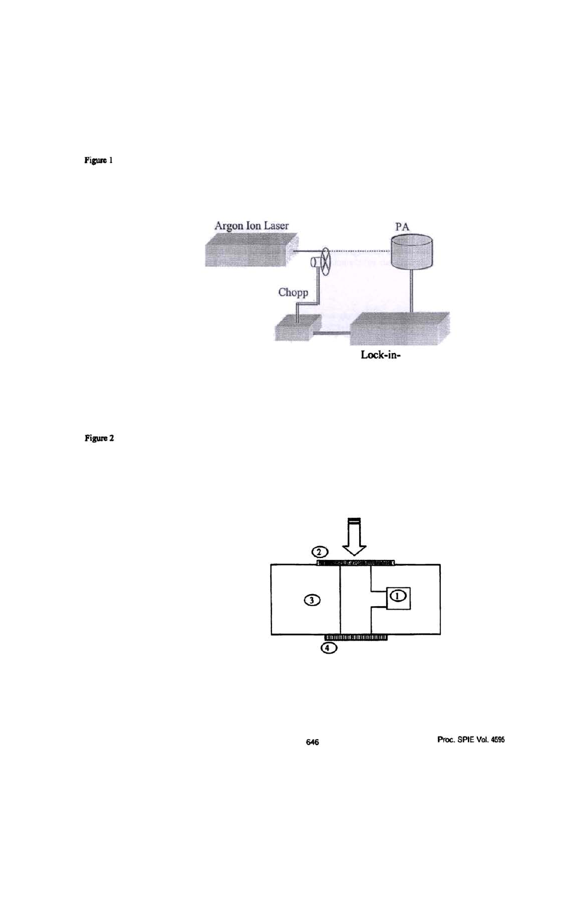Figure 1

Argon Ion Laser

PA

Chopp

Lock-in-

Figure 2

②

③

①

④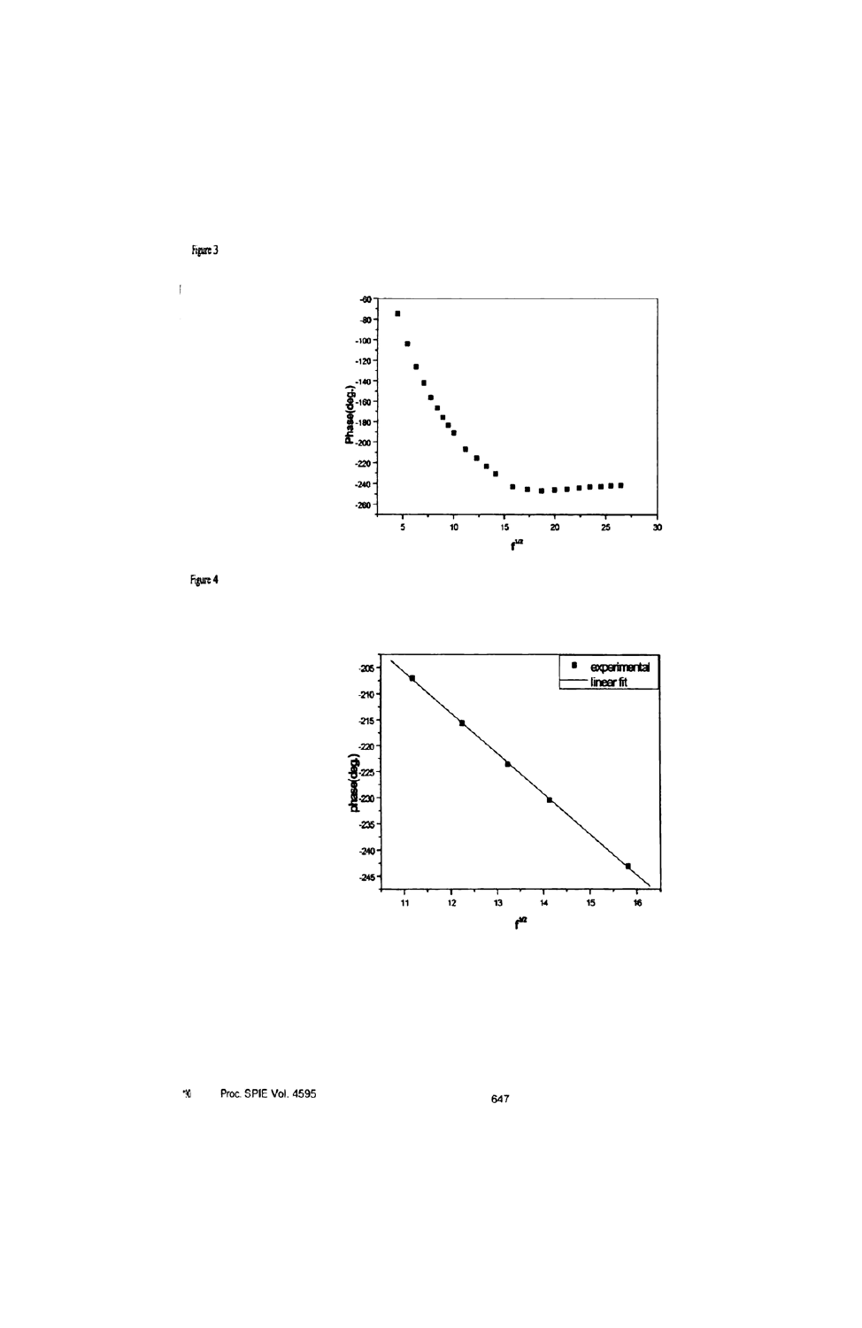Figure 3

-60
-80
-100
-120
-140
-160
-180
-200
-220
-240
-260

Phase(deg.)

5
10
15
20
25
30

$f^{1/2}$

Figure 4

experimental
linear fit

-205
-210
-215
-220
-225
-230
-235
-240
-245

phase(deg.)

11
12
13
14
15
16

$f^{1/2}$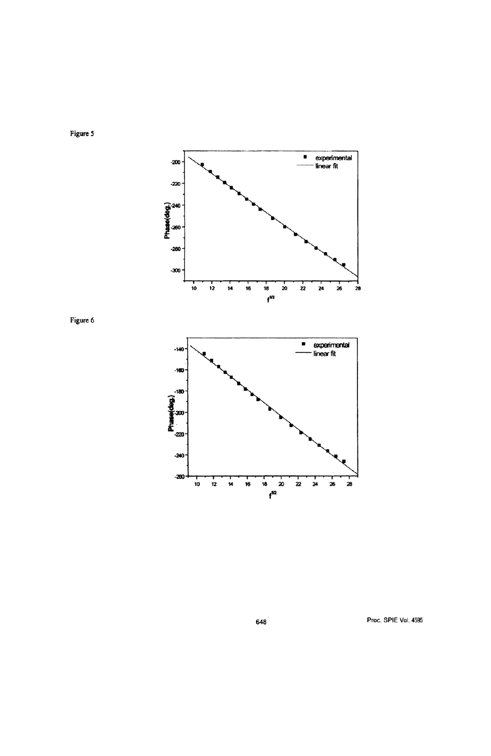Figure 5

experimental
linear fit

Phase(deg.)

-200
-220
-240
-260
-280
-300

10 12 14 16 18 20 22 24 26 28

$f^{1/2}$

Figure 6

experimental
linear fit

Phase(deg.)

-140
-160
-180
-200
-220
-240
-260

10 12 14 16 18 20 22 24 26 28

$f^{1/2}$